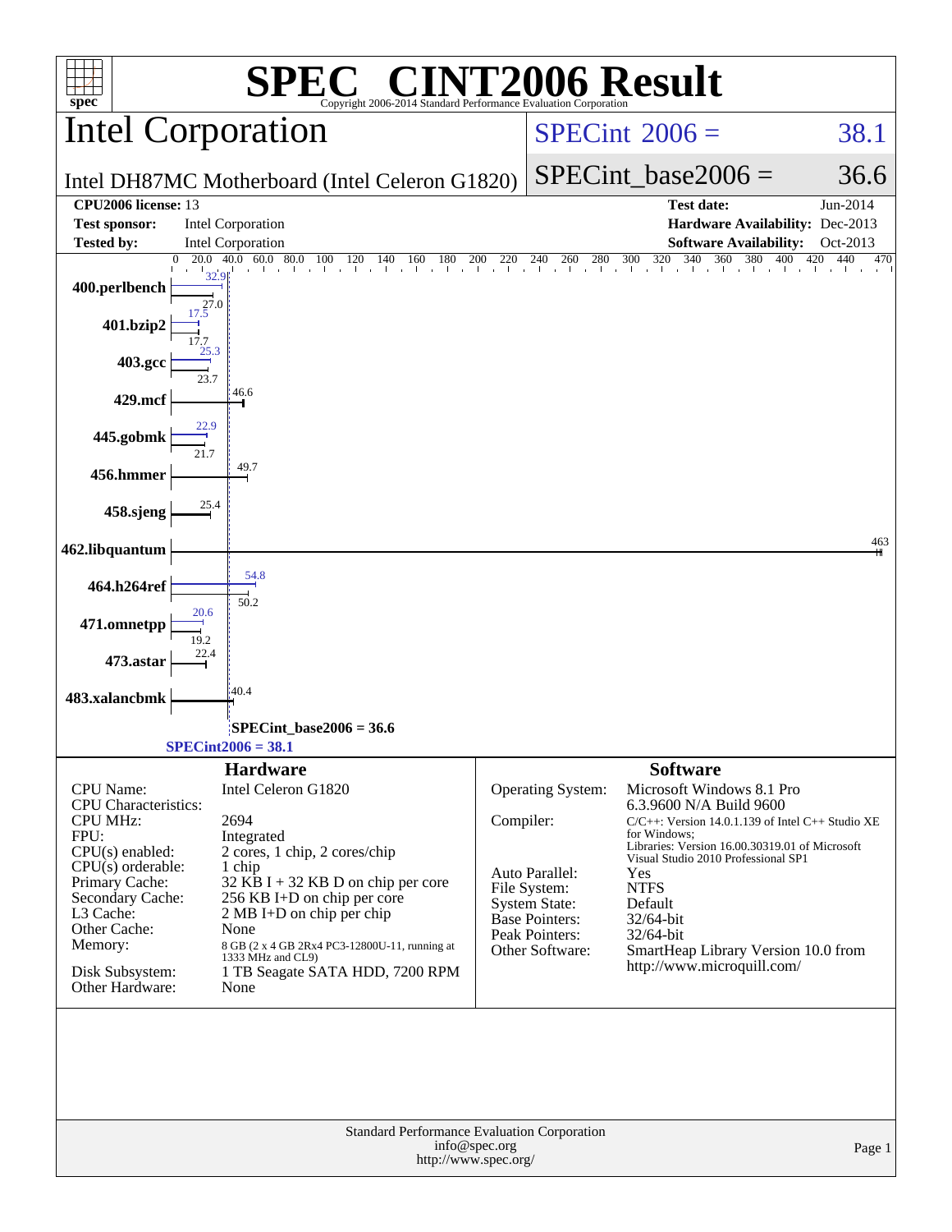# SPEC CINT2006 Result

Copyright 2006-2014 Standard Performance Evaluation Corporation

## Intel Corporation

Intel DH87MC Motherboard (Intel Celeron G1820)

SPECint 2006 = 38.1

SPECint_base2006 = 36.6

| | | | |
|---|---|---|---|
| **CPU2006 license:** 13 | | **Test date:** | Jun-2014 |
| **Test sponsor:** | Intel Corporation | **Hardware Availability:** | Dec-2013 |
| **Tested by:** | Intel Corporation | **Software Availability:** | Oct-2013 |

| Benchmark | Peak | Base |
|---|---|---|
| 400.perlbench | 32.9 | 27.0 |
| 401.bzip2 | 17.5 | 17.7 |
| 403.gcc | 25.3 | 23.7 |
| 429.mcf | | 46.6 |
| 445.gobmk | 22.9 | 21.7 |
| 456.hmmer | | 49.7 |
| 458.sjeng | | 25.4 |
| 462.libquantum | | 463 |
| 464.h264ref | 54.8 | 50.2 |
| 471.omnetpp | 20.6 | 19.2 |
| 473.astar | | 22.4 |
| 483.xalancbmk | | 40.4 |

SPECint_base2006 = 36.6

SPECint2006 = 38.1

## Hardware

| | |
|---|---|
| CPU Name: | Intel Celeron G1820 |
| CPU Characteristics: | |
| CPU MHz: | 2694 |
| FPU: | Integrated |
| CPU(s) enabled: | 2 cores, 1 chip, 2 cores/chip |
| CPU(s) orderable: | 1 chip |
| Primary Cache: | 32 KB I + 32 KB D on chip per core |
| Secondary Cache: | 256 KB I+D on chip per core |
| L3 Cache: | 2 MB I+D on chip per chip |
| Other Cache: | None |
| Memory: | 8 GB (2 x 4 GB 2Rx4 PC3-12800U-11, running at 1333 MHz and CL9) |
| Disk Subsystem: | 1 TB Seagate SATA HDD, 7200 RPM |
| Other Hardware: | None |

## Software

| | |
|---|---|
| Operating System: | Microsoft Windows 8.1 Pro 6.3.9600 N/A Build 9600 |
| Compiler: | C/C++: Version 14.0.1.139 of Intel C++ Studio XE for Windows; Libraries: Version 16.00.30319.01 of Microsoft Visual Studio 2010 Professional SP1 |
| Auto Parallel: | Yes |
| File System: | NTFS |
| System State: | Default |
| Base Pointers: | 32/64-bit |
| Peak Pointers: | 32/64-bit |
| Other Software: | SmartHeap Library Version 10.0 from http://www.microquill.com/ |

Standard Performance Evaluation Corporation
info@spec.org
http://www.spec.org/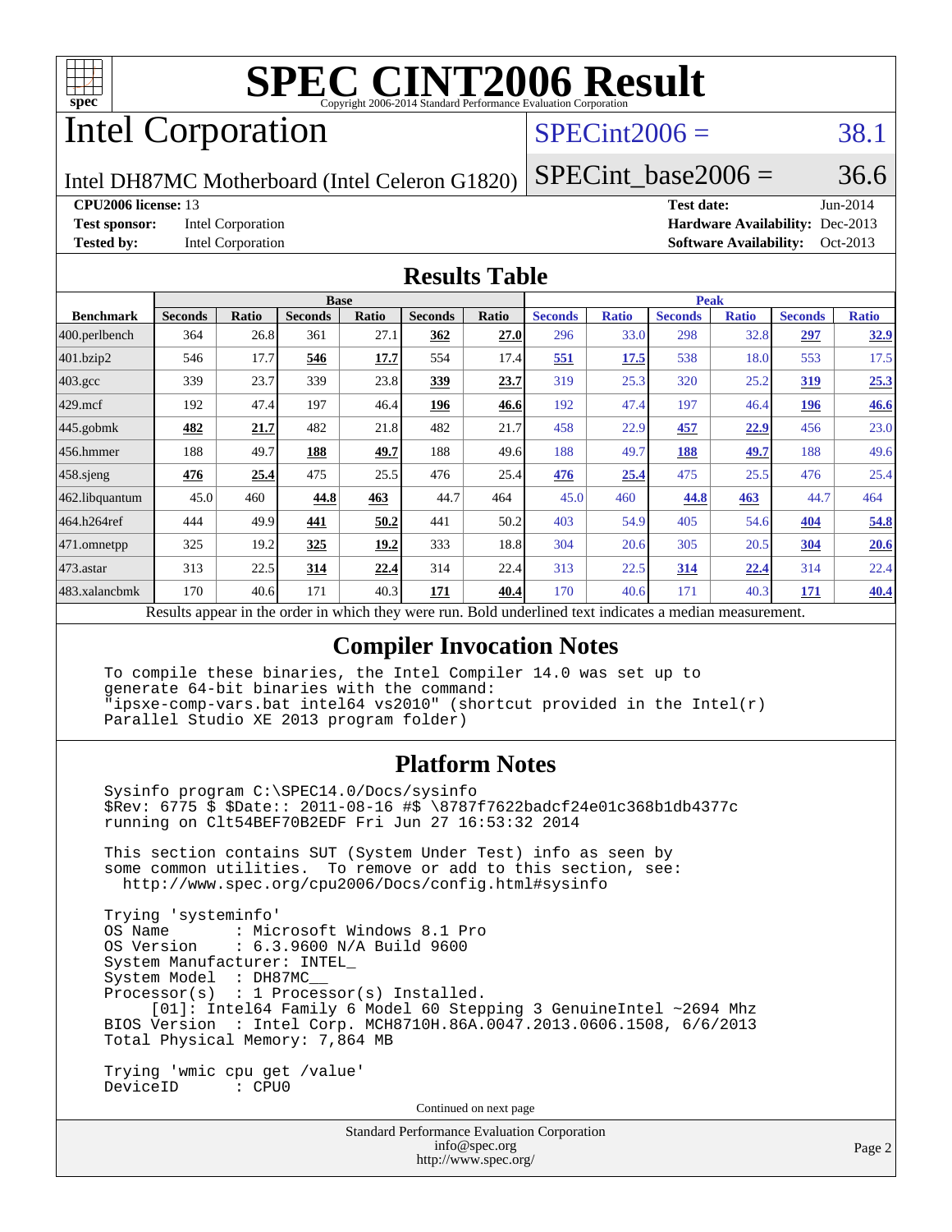# SPEC CINT2006 Result

Copyright 2006-2014 Standard Performance Evaluation Corporation

## Intel Corporation

Intel DH87MC Motherboard (Intel Celeron G1820)

SPECint2006 = 38.1

SPECint_base2006 = 36.6

**CPU2006 license:** 13
**Test sponsor:** Intel Corporation
**Tested by:** Intel Corporation

**Test date:** Jun-2014
**Hardware Availability:** Dec-2013
**Software Availability:** Oct-2013

## Results Table

| Benchmark | Base | | | | | | Peak | | | | | |
|---|---|---|---|---|---|---|---|---|---|---|---|---|
| | Seconds | Ratio | Seconds | Ratio | Seconds | Ratio | Seconds | Ratio | Seconds | Ratio | Seconds | Ratio |
| 400.perlbench | 364 | 26.8 | 361 | 27.1 | **362** | **27.0** | 296 | 33.0 | 298 | 32.8 | **297** | **32.9** |
| 401.bzip2 | 546 | 17.7 | **546** | **17.7** | 554 | 17.4 | **551** | **17.5** | 538 | 18.0 | 553 | 17.5 |
| 403.gcc | 339 | 23.7 | 339 | 23.8 | **339** | **23.7** | 319 | 25.3 | 320 | 25.2 | **319** | **25.3** |
| 429.mcf | 192 | 47.4 | 197 | 46.4 | **196** | **46.6** | 192 | 47.4 | 197 | 46.4 | **196** | **46.6** |
| 445.gobmk | **482** | **21.7** | 482 | 21.8 | 482 | 21.7 | 458 | 22.9 | **457** | **22.9** | 456 | 23.0 |
| 456.hmmer | 188 | 49.7 | **188** | **49.7** | 188 | 49.6 | 188 | 49.7 | **188** | **49.7** | 188 | 49.6 |
| 458.sjeng | **476** | **25.4** | 475 | 25.5 | 476 | 25.4 | **476** | **25.4** | 475 | 25.5 | 476 | 25.4 |
| 462.libquantum | 45.0 | 460 | **44.8** | **463** | 44.7 | 464 | 45.0 | 460 | **44.8** | **463** | 44.7 | 464 |
| 464.h264ref | 444 | 49.9 | **441** | **50.2** | 441 | 50.2 | 403 | 54.9 | 405 | 54.6 | **404** | **54.8** |
| 471.omnetpp | 325 | 19.2 | **325** | **19.2** | 333 | 18.8 | 304 | 20.6 | 305 | 20.5 | **304** | **20.6** |
| 473.astar | 313 | 22.5 | **314** | **22.4** | 314 | 22.4 | 313 | 22.5 | **314** | **22.4** | 314 | 22.4 |
| 483.xalancbmk | 170 | 40.6 | 171 | 40.3 | **171** | **40.4** | 170 | 40.6 | 171 | 40.3 | **171** | **40.4** |

Results appear in the order in which they were run. Bold underlined text indicates a median measurement.

## Compiler Invocation Notes

```
To compile these binaries, the Intel Compiler 14.0 was set up to
generate 64-bit binaries with the command:
"ipsxe-comp-vars.bat intel64 vs2010" (shortcut provided in the Intel(r)
Parallel Studio XE 2013 program folder)
```

## Platform Notes

```
Sysinfo program C:\SPEC14.0/Docs/sysinfo
$Rev: 6775 $ $Date:: 2011-08-16 #$ \8787f7622badcf24e01c368b1db4377c
running on Clt54BEF70B2EDF Fri Jun 27 16:53:32 2014

This section contains SUT (System Under Test) info as seen by
some common utilities.  To remove or add to this section, see:
  http://www.spec.org/cpu2006/Docs/config.html#sysinfo

Trying 'systeminfo'
OS Name        : Microsoft Windows 8.1 Pro
OS Version     : 6.3.9600 N/A Build 9600
System Manufacturer: INTEL_
System Model   : DH87MC__
Processor(s)   : 1 Processor(s) Installed.
     [01]: Intel64 Family 6 Model 60 Stepping 3 GenuineIntel ~2694 Mhz
BIOS Version   : Intel Corp. MCH8710H.86A.0047.2013.0606.1508, 6/6/2013
Total Physical Memory: 7,864 MB

Trying 'wmic cpu get /value'
DeviceID       : CPU0
```

Continued on next page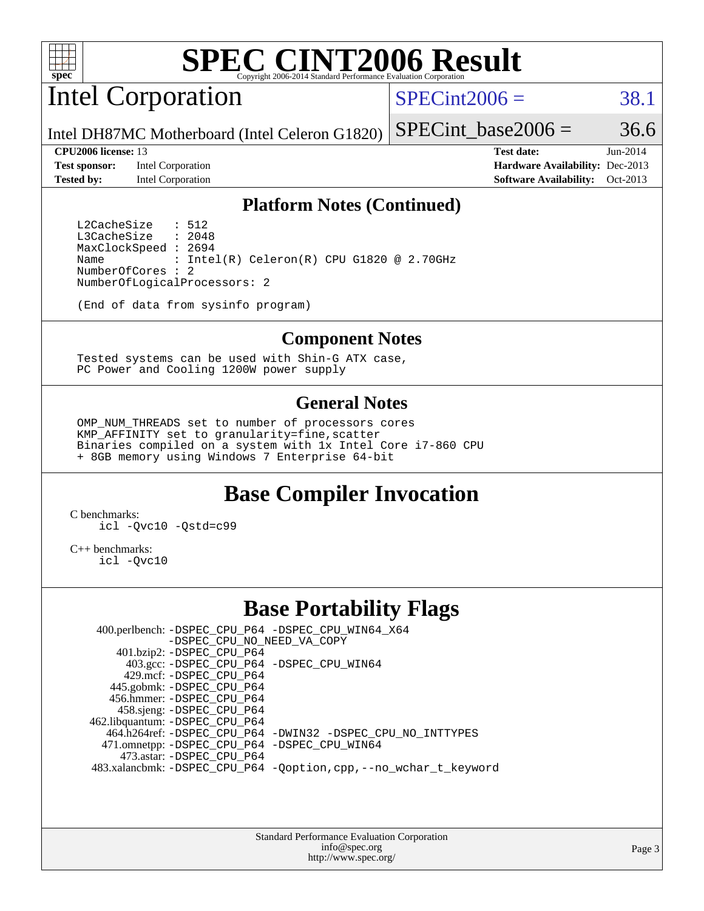# SPEC CINT2006 Result

Copyright 2006-2014 Standard Performance Evaluation Corporation

## Intel Corporation

Intel DH87MC Motherboard (Intel Celeron G1820)

SPECint2006 = 38.1

SPECint_base2006 = 36.6

| | | | |
|---|---|---|---|
| **CPU2006 license:** 13 | | **Test date:** | Jun-2014 |
| **Test sponsor:** | Intel Corporation | **Hardware Availability:** | Dec-2013 |
| **Tested by:** | Intel Corporation | **Software Availability:** | Oct-2013 |

### Platform Notes (Continued)

```
L2CacheSize   : 512
L3CacheSize   : 2048
MaxClockSpeed : 2694
Name          : Intel(R) Celeron(R) CPU G1820 @ 2.70GHz
NumberOfCores : 2
NumberOfLogicalProcessors: 2

(End of data from sysinfo program)
```

### Component Notes

```
Tested systems can be used with Shin-G ATX case,
PC Power and Cooling 1200W power supply
```

### General Notes

```
OMP_NUM_THREADS set to number of processors cores
KMP_AFFINITY set to granularity=fine,scatter
Binaries compiled on a system with 1x Intel Core i7-860 CPU
+ 8GB memory using Windows 7 Enterprise 64-bit
```

## Base Compiler Invocation

C benchmarks:
```
icl -Qvc10 -Qstd=c99
```

C++ benchmarks:
```
icl -Qvc10
```

## Base Portability Flags

| Benchmark | Flags |
|---|---|
| 400.perlbench: | -DSPEC_CPU_P64 -DSPEC_CPU_WIN64_X64 -DSPEC_CPU_NO_NEED_VA_COPY |
| 401.bzip2: | -DSPEC_CPU_P64 |
| 403.gcc: | -DSPEC_CPU_P64 -DSPEC_CPU_WIN64 |
| 429.mcf: | -DSPEC_CPU_P64 |
| 445.gobmk: | -DSPEC_CPU_P64 |
| 456.hmmer: | -DSPEC_CPU_P64 |
| 458.sjeng: | -DSPEC_CPU_P64 |
| 462.libquantum: | -DSPEC_CPU_P64 |
| 464.h264ref: | -DSPEC_CPU_P64 -DWIN32 -DSPEC_CPU_NO_INTTYPES |
| 471.omnetpp: | -DSPEC_CPU_P64 -DSPEC_CPU_WIN64 |
| 473.astar: | -DSPEC_CPU_P64 |
| 483.xalancbmk: | -DSPEC_CPU_P64 -Qoption,cpp,--no_wchar_t_keyword |

Standard Performance Evaluation Corporation
info@spec.org
http://www.spec.org/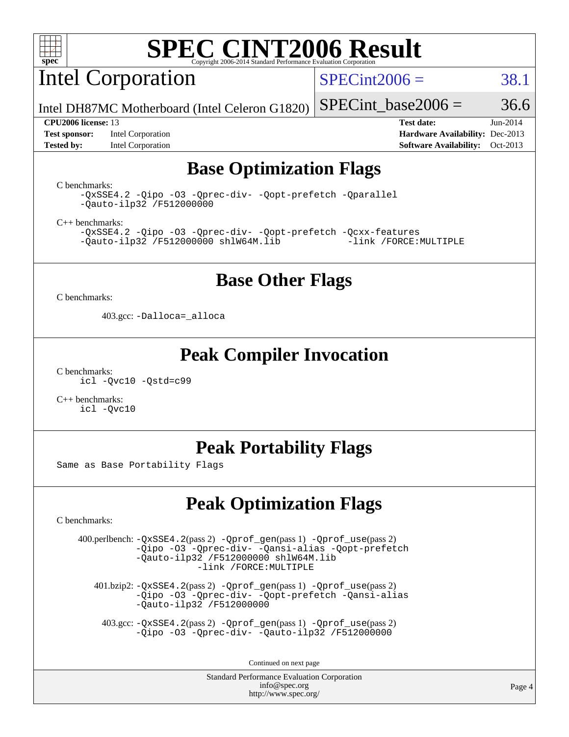# SPEC CINT2006 Result

Copyright 2006-2014 Standard Performance Evaluation Corporation

## Intel Corporation

Intel DH87MC Motherboard (Intel Celeron G1820)

SPECint2006 = 38.1

SPECint_base2006 = 36.6

**CPU2006 license:** 13
**Test sponsor:** Intel Corporation
**Tested by:** Intel Corporation

**Test date:** Jun-2014
**Hardware Availability:** Dec-2013
**Software Availability:** Oct-2013

## Base Optimization Flags

C benchmarks:

```
-QxSSE4.2 -Qipo -O3 -Qprec-div- -Qopt-prefetch -Qparallel
-Qauto-ilp32 /F512000000
```

C++ benchmarks:

```
-QxSSE4.2 -Qipo -O3 -Qprec-div- -Qopt-prefetch -Qcxx-features
-Qauto-ilp32 /F512000000 shlW64M.lib          -link /FORCE:MULTIPLE
```

## Base Other Flags

C benchmarks:

403.gcc: `-Dalloca=_alloca`

## Peak Compiler Invocation

C benchmarks:

```
icl -Qvc10 -Qstd=c99
```

C++ benchmarks:

```
icl -Qvc10
```

## Peak Portability Flags

Same as Base Portability Flags

## Peak Optimization Flags

C benchmarks:

400.perlbench: `-QxSSE4.2`(pass 2) `-Qprof_gen`(pass 1) `-Qprof_use`(pass 2) `-Qipo -O3 -Qprec-div- -Qansi-alias -Qopt-prefetch -Qauto-ilp32 /F512000000 shlW64M.lib -link /FORCE:MULTIPLE`

401.bzip2: `-QxSSE4.2`(pass 2) `-Qprof_gen`(pass 1) `-Qprof_use`(pass 2) `-Qipo -O3 -Qprec-div- -Qopt-prefetch -Qansi-alias -Qauto-ilp32 /F512000000`

403.gcc: `-QxSSE4.2`(pass 2) `-Qprof_gen`(pass 1) `-Qprof_use`(pass 2) `-Qipo -O3 -Qprec-div- -Qauto-ilp32 /F512000000`

Continued on next page

Standard Performance Evaluation Corporation
info@spec.org
http://www.spec.org/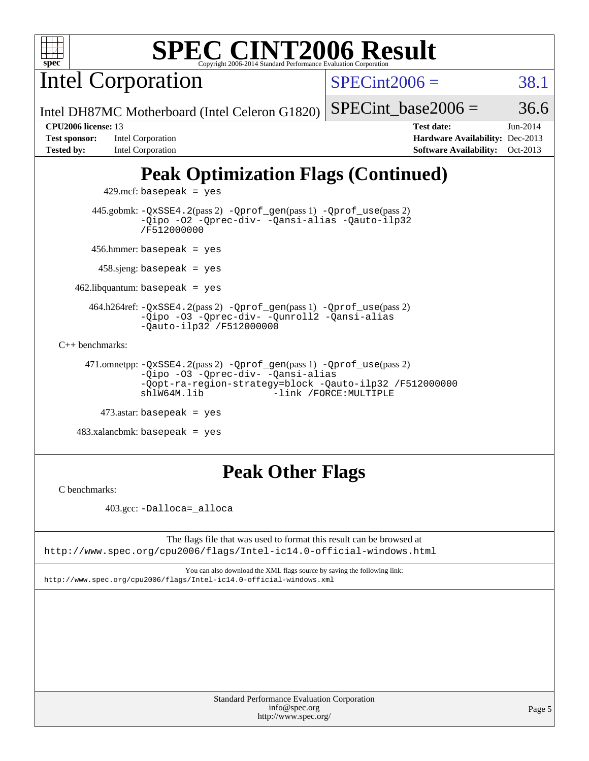# SPEC CINT2006 Result

Copyright 2006-2014 Standard Performance Evaluation Corporation

## Intel Corporation

Intel DH87MC Motherboard (Intel Celeron G1820)

SPECint2006 = 38.1

SPECint_base2006 = 36.6

| | | | |
|---|---|---|---|
| **CPU2006 license:** 13 | | **Test date:** | Jun-2014 |
| **Test sponsor:** | Intel Corporation | **Hardware Availability:** | Dec-2013 |
| **Tested by:** | Intel Corporation | **Software Availability:** | Oct-2013 |

## Peak Optimization Flags (Continued)

429.mcf: basepeak = yes

445.gobmk: -QxSSE4.2(pass 2) -Qprof_gen(pass 1) -Qprof_use(pass 2) -Qipo -O2 -Qprec-div- -Qansi-alias -Qauto-ilp32 /F512000000

456.hmmer: basepeak = yes

458.sjeng: basepeak = yes

462.libquantum: basepeak = yes

464.h264ref: -QxSSE4.2(pass 2) -Qprof_gen(pass 1) -Qprof_use(pass 2) -Qipo -O3 -Qprec-div- -Qunroll2 -Qansi-alias -Qauto-ilp32 /F512000000

C++ benchmarks:

471.omnetpp: -QxSSE4.2(pass 2) -Qprof_gen(pass 1) -Qprof_use(pass 2) -Qipo -O3 -Qprec-div- -Qansi-alias -Qopt-ra-region-strategy=block -Qauto-ilp32 /F512000000 shlW64M.lib -link /FORCE:MULTIPLE

473.astar: basepeak = yes

483.xalancbmk: basepeak = yes

## Peak Other Flags

C benchmarks:

403.gcc: -Dalloca=_alloca

The flags file that was used to format this result can be browsed at
http://www.spec.org/cpu2006/flags/Intel-ic14.0-official-windows.html

You can also download the XML flags source by saving the following link:
http://www.spec.org/cpu2006/flags/Intel-ic14.0-official-windows.xml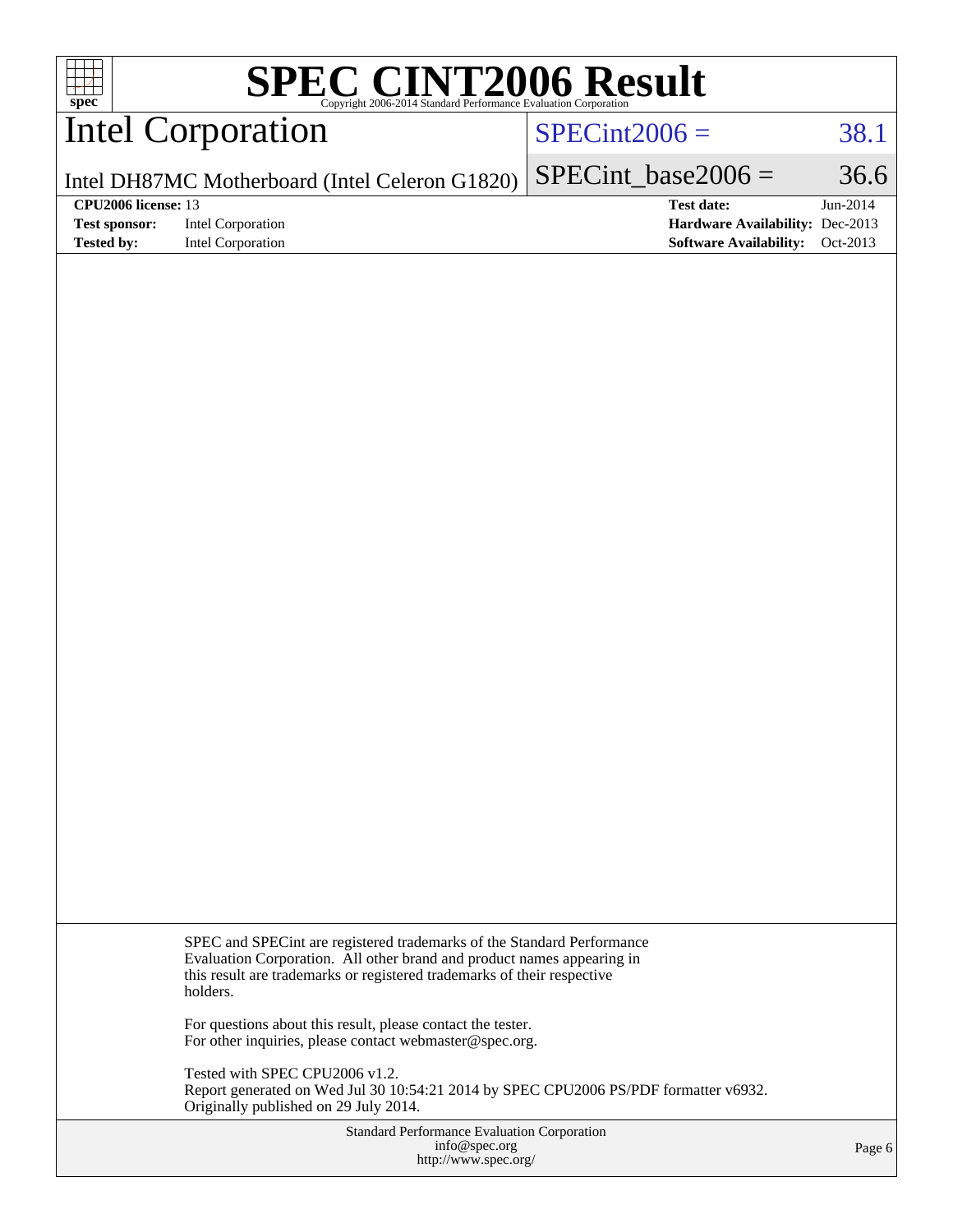SPEC and SPECint are registered trademarks of the Standard Performance Evaluation Corporation. All other brand and product names appearing in this result are trademarks or registered trademarks of their respective holders.

For questions about this result, please contact the tester.
For other inquiries, please contact webmaster@spec.org.

Tested with SPEC CPU2006 v1.2.
Report generated on Wed Jul 30 10:54:21 2014 by SPEC CPU2006 PS/PDF formatter v6932.
Originally published on 29 July 2014.